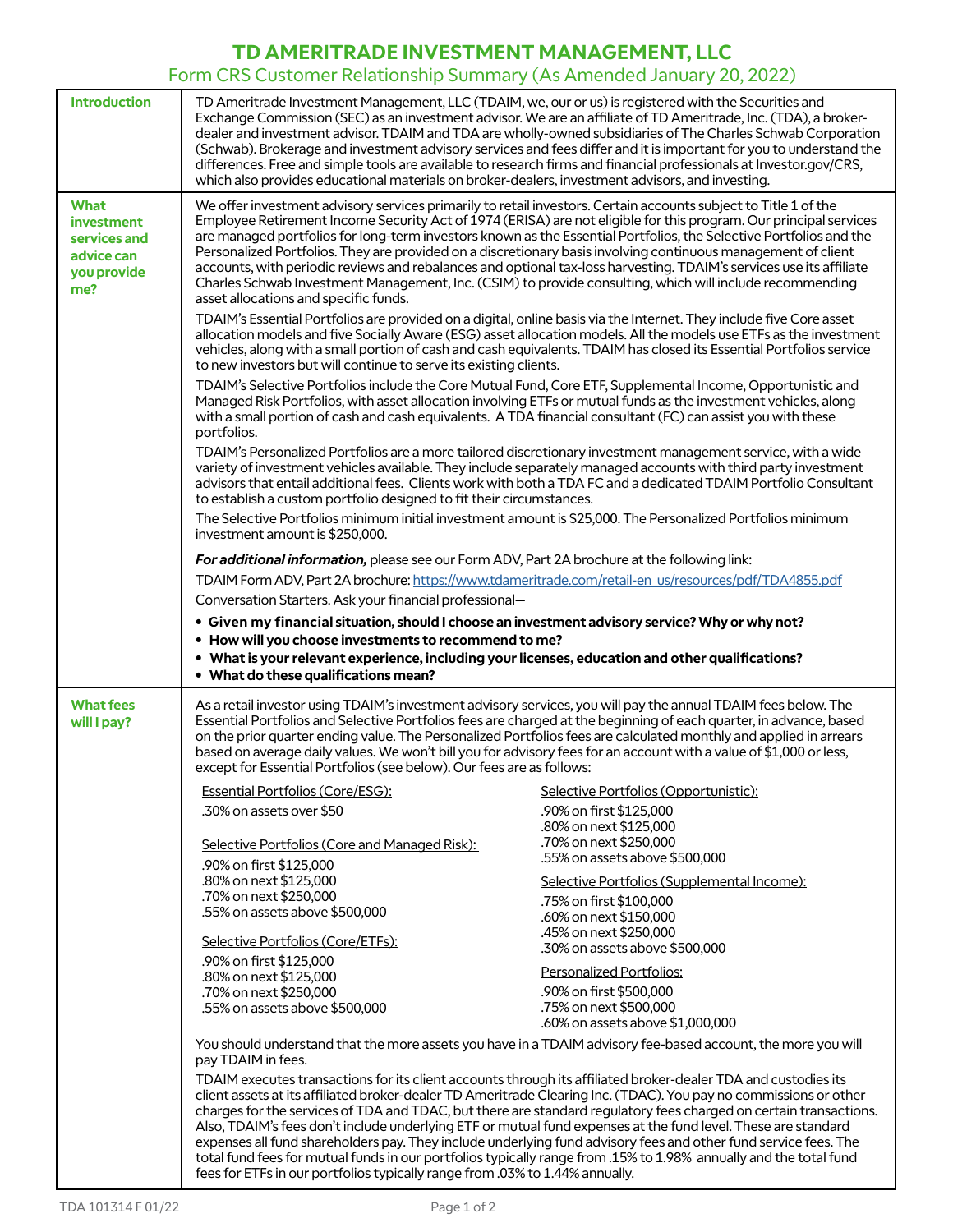# TD AMERITRADE INVESTMENT MANAGEMENT, LLC

## Form CRS Customer Relationship Summary (As Amended January 20, 2022)

### Introduction

TD Ameritrade Investment Management, LLC (TDAIM, we, our or us) is registered with the Securities and Exchange Commission (SEC) as an investment advisor. We are an affiliate of TD Ameritrade, Inc. (TDA), a broker-dealer and investment advisor. TDAIM and TDA are wholly-owned subsidiaries of The Charles Schwab Corporation (Schwab). Brokerage and investment advisory services and fees differ and it is important for you to understand the differences. Free and simple tools are available to research firms and financial professionals at Investor.gov/CRS, which also provides educational materials on broker-dealers, investment advisors, and investing.

### What investment services and advice can you provide me?

We offer investment advisory services primarily to retail investors. Certain accounts subject to Title 1 of the Employee Retirement Income Security Act of 1974 (ERISA) are not eligible for this program. Our principal services are managed portfolios for long-term investors known as the Essential Portfolios, the Selective Portfolios and the Personalized Portfolios. They are provided on a discretionary basis involving continuous management of client accounts, with periodic reviews and rebalances and optional tax-loss harvesting. TDAIM's services use its affiliate Charles Schwab Investment Management, Inc. (CSIM) to provide consulting, which will include recommending asset allocations and specific funds.

TDAIM's Essential Portfolios are provided on a digital, online basis via the Internet. They include five Core asset allocation models and five Socially Aware (ESG) asset allocation models. All the models use ETFs as the investment vehicles, along with a small portion of cash and cash equivalents. TDAIM has closed its Essential Portfolios service to new investors but will continue to serve its existing clients.

TDAIM's Selective Portfolios include the Core Mutual Fund, Core ETF, Supplemental Income, Opportunistic and Managed Risk Portfolios, with asset allocation involving ETFs or mutual funds as the investment vehicles, along with a small portion of cash and cash equivalents. A TDA financial consultant (FC) can assist you with these portfolios.

TDAIM's Personalized Portfolios are a more tailored discretionary investment management service, with a wide variety of investment vehicles available. They include separately managed accounts with third party investment advisors that entail additional fees. Clients work with both a TDA FC and a dedicated TDAIM Portfolio Consultant to establish a custom portfolio designed to fit their circumstances.

The Selective Portfolios minimum initial investment amount is $25,000. The Personalized Portfolios minimum investment amount is $250,000.

***For additional information,*** please see our Form ADV, Part 2A brochure at the following link:

TDAIM Form ADV, Part 2A brochure: https://www.tdameritrade.com/retail-en_us/resources/pdf/TDA4855.pdf

Conversation Starters. Ask your financial professional—

- **Given my financial situation, should I choose an investment advisory service? Why or why not?**
- **How will you choose investments to recommend to me?**
- **What is your relevant experience, including your licenses, education and other qualifications?**
- **What do these qualifications mean?**

### What fees will I pay?

As a retail investor using TDAIM's investment advisory services, you will pay the annual TDAIM fees below. The Essential Portfolios and Selective Portfolios fees are charged at the beginning of each quarter, in advance, based on the prior quarter ending value. The Personalized Portfolios fees are calculated monthly and applied in arrears based on average daily values. We won't bill you for advisory fees for an account with a value of $1,000 or less, except for Essential Portfolios (see below). Our fees are as follows:

Essential Portfolios (Core/ESG):
.30% on assets over $50

Selective Portfolios (Core and Managed Risk):
.90% on first $125,000
.80% on next $125,000
.70% on next $250,000
.55% on assets above $500,000

Selective Portfolios (Core/ETFs):
.90% on first $125,000
.80% on next $125,000
.70% on next $250,000
.55% on assets above $500,000

Selective Portfolios (Opportunistic):
.90% on first $125,000
.80% on next $125,000
.70% on next $250,000
.55% on assets above $500,000

Selective Portfolios (Supplemental Income):
.75% on first $100,000
.60% on next $150,000
.45% on next $250,000
.30% on assets above $500,000

Personalized Portfolios:
.90% on first $500,000
.75% on next $500,000
.60% on assets above $1,000,000

You should understand that the more assets you have in a TDAIM advisory fee-based account, the more you will pay TDAIM in fees.

TDAIM executes transactions for its client accounts through its affiliated broker-dealer TDA and custodies its client assets at its affiliated broker-dealer TD Ameritrade Clearing Inc. (TDAC). You pay no commissions or other charges for the services of TDA and TDAC, but there are standard regulatory fees charged on certain transactions. Also, TDAIM's fees don't include underlying ETF or mutual fund expenses at the fund level. These are standard expenses all fund shareholders pay. They include underlying fund advisory fees and other fund service fees. The total fund fees for mutual funds in our portfolios typically range from .15% to 1.98% annually and the total fund fees for ETFs in our portfolios typically range from .03% to 1.44% annually.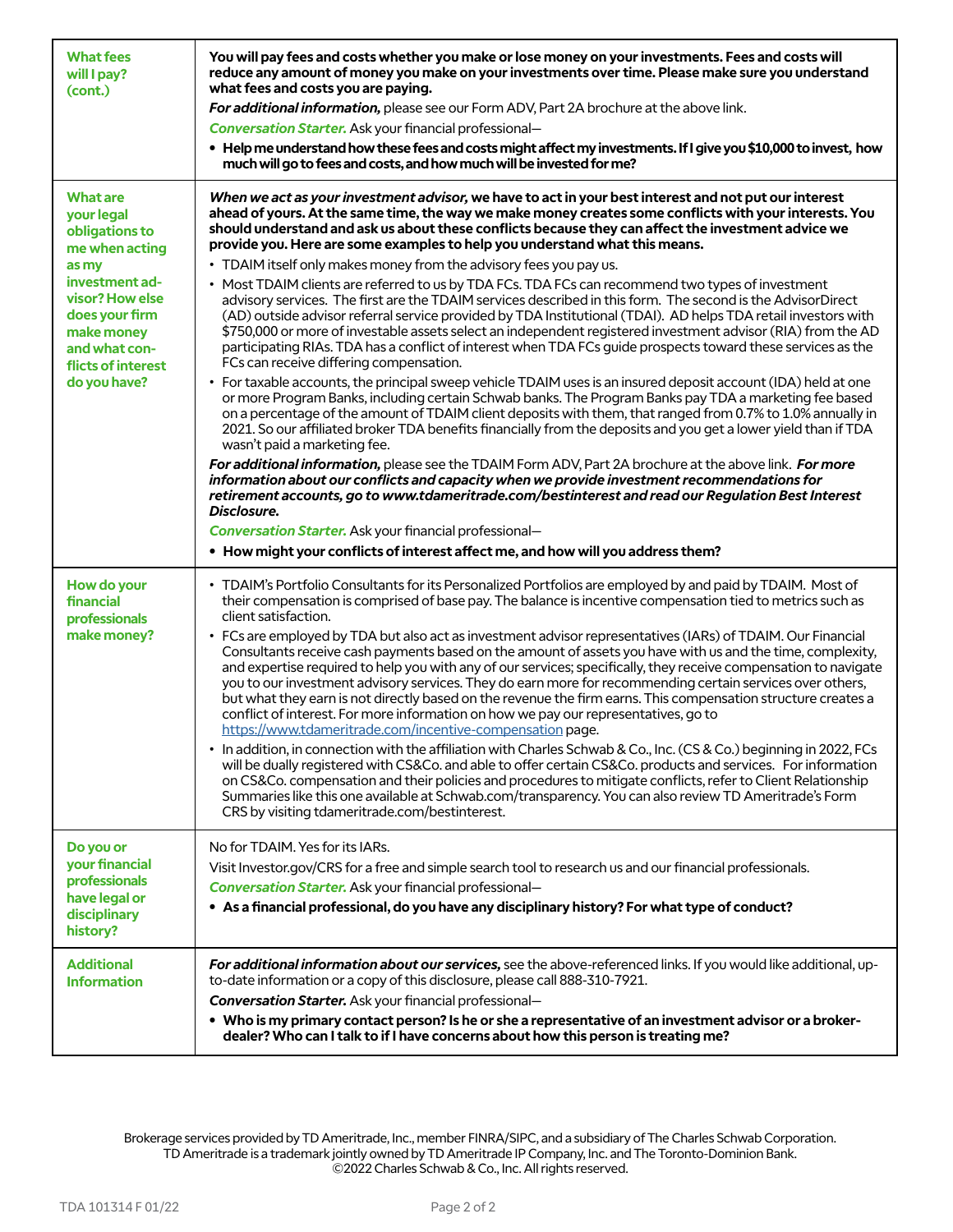| | |
|---|---|
| **What fees will I pay? (cont.)** | **You will pay fees and costs whether you make or lose money on your investments. Fees and costs will reduce any amount of money you make on your investments over time. Please make sure you understand what fees and costs you are paying.**<br>***For additional information,*** please see our Form ADV, Part 2A brochure at the above link.<br>***Conversation Starter.*** Ask your financial professional—<br>• **Help me understand how these fees and costs might affect my investments. If I give you $10,000 to invest, how much will go to fees and costs, and how much will be invested for me?** |
| **What are your legal obligations to me when acting as my investment advisor? How else does your firm make money and what conflicts of interest do you have?** | ***When we act as your investment advisor,*** **we have to act in your best interest and not put our interest ahead of yours. At the same time, the way we make money creates some conflicts with your interests. You should understand and ask us about these conflicts because they can affect the investment advice we provide you. Here are some examples to help you understand what this means.**<br>• TDAIM itself only makes money from the advisory fees you pay us.<br>• Most TDAIM clients are referred to us by TDA FCs. TDA FCs can recommend two types of investment advisory services. The first are the TDAIM services described in this form. The second is the AdvisorDirect (AD) outside advisor referral service provided by TDA Institutional (TDAI). AD helps TDA retail investors with $750,000 or more of investable assets select an independent registered investment advisor (RIA) from the AD participating RIAs. TDA has a conflict of interest when TDA FCs guide prospects toward these services as the FCs can receive differing compensation.<br>• For taxable accounts, the principal sweep vehicle TDAIM uses is an insured deposit account (IDA) held at one or more Program Banks, including certain Schwab banks. The Program Banks pay TDA a marketing fee based on a percentage of the amount of TDAIM client deposits with them, that ranged from 0.7% to 1.0% annually in 2021. So our affiliated broker TDA benefits financially from the deposits and you get a lower yield than if TDA wasn't paid a marketing fee.<br>***For additional information,*** please see the TDAIM Form ADV, Part 2A brochure at the above link. ***For more information about our conflicts and capacity when we provide investment recommendations for retirement accounts, go to www.tdameritrade.com/bestinterest and read our Regulation Best Interest Disclosure.***<br>***Conversation Starter.*** Ask your financial professional—<br>• **How might your conflicts of interest affect me, and how will you address them?** |
| **How do your financial professionals make money?** | • TDAIM's Portfolio Consultants for its Personalized Portfolios are employed by and paid by TDAIM. Most of their compensation is comprised of base pay. The balance is incentive compensation tied to metrics such as client satisfaction.<br>• FCs are employed by TDA but also act as investment advisor representatives (IARs) of TDAIM. Our Financial Consultants receive cash payments based on the amount of assets you have with us and the time, complexity, and expertise required to help you with any of our services; specifically, they receive compensation to navigate you to our investment advisory services. They do earn more for recommending certain services over others, but what they earn is not directly based on the revenue the firm earns. This compensation structure creates a conflict of interest. For more information on how we pay our representatives, go to https://www.tdameritrade.com/incentive-compensation page.<br>• In addition, in connection with the affiliation with Charles Schwab & Co., Inc. (CS & Co.) beginning in 2022, FCs will be dually registered with CS&Co. and able to offer certain CS&Co. products and services. For information on CS&Co. compensation and their policies and procedures to mitigate conflicts, refer to Client Relationship Summaries like this one available at Schwab.com/transparency. You can also review TD Ameritrade's Form CRS by visiting tdameritrade.com/bestinterest. |
| **Do you or your financial professionals have legal or disciplinary history?** | No for TDAIM. Yes for its IARs.<br>Visit Investor.gov/CRS for a free and simple search tool to research us and our financial professionals.<br>***Conversation Starter.*** Ask your financial professional—<br>• **As a financial professional, do you have any disciplinary history? For what type of conduct?** |
| **Additional Information** | ***For additional information about our services,*** see the above-referenced links. If you would like additional, up-to-date information or a copy of this disclosure, please call 888-310-7921.<br>***Conversation Starter.*** Ask your financial professional—<br>• **Who is my primary contact person? Is he or she a representative of an investment advisor or a broker-dealer? Who can I talk to if I have concerns about how this person is treating me?** |

Brokerage services provided by TD Ameritrade, Inc., member FINRA/SIPC, and a subsidiary of The Charles Schwab Corporation. TD Ameritrade is a trademark jointly owned by TD Ameritrade IP Company, Inc. and The Toronto-Dominion Bank. ©2022 Charles Schwab & Co., Inc. All rights reserved.

TDA 101314 F 01/22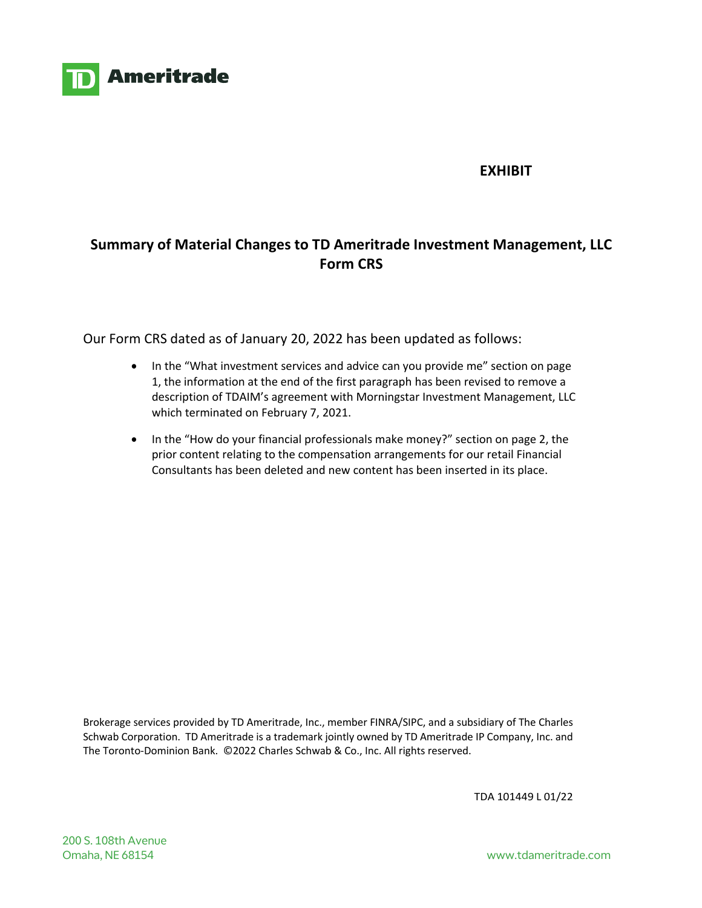TD Ameritrade

**EXHIBIT**

## Summary of Material Changes to TD Ameritrade Investment Management, LLC Form CRS

Our Form CRS dated as of January 20, 2022 has been updated as follows:

- In the "What investment services and advice can you provide me" section on page 1, the information at the end of the first paragraph has been revised to remove a description of TDAIM's agreement with Morningstar Investment Management, LLC which terminated on February 7, 2021.
- In the "How do your financial professionals make money?" section on page 2, the prior content relating to the compensation arrangements for our retail Financial Consultants has been deleted and new content has been inserted in its place.

Brokerage services provided by TD Ameritrade, Inc., member FINRA/SIPC, and a subsidiary of The Charles Schwab Corporation. TD Ameritrade is a trademark jointly owned by TD Ameritrade IP Company, Inc. and The Toronto-Dominion Bank. ©2022 Charles Schwab & Co., Inc. All rights reserved.

TDA 101449 L 01/22

200 S. 108th Avenue
Omaha, NE 68154

www.tdameritrade.com